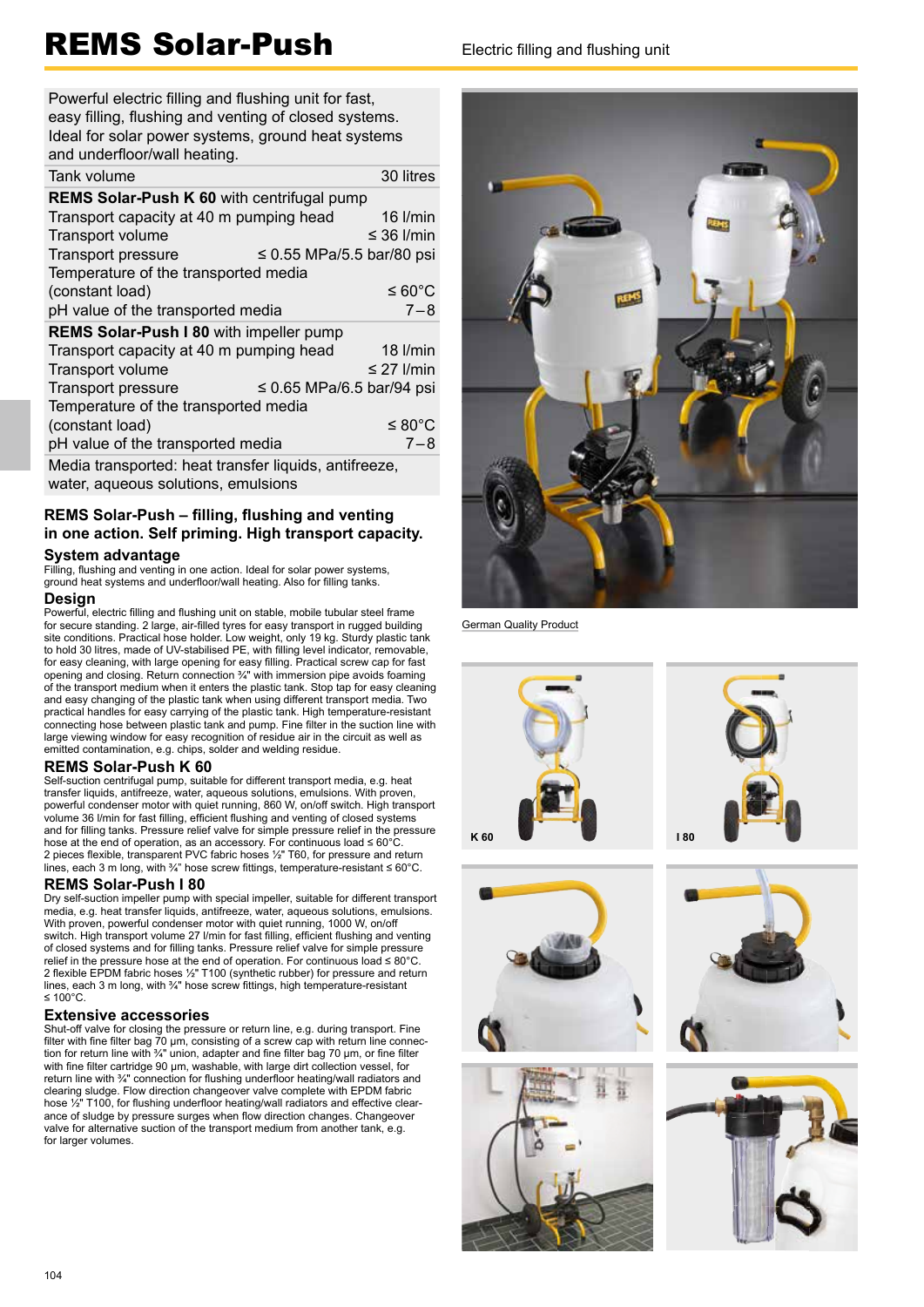# REMS Solar-Push

Electric filling and flushing unit

| Powerful electric filling and flushing unit for fast, easy filling, flushing and venting of closed systems. Ideal for solar power systems, ground heat systems and underfloor/wall heating. | |
|---|---|
| Tank volume | 30 litres |
| **REMS Solar-Push K 60** with centrifugal pump | |
| Transport capacity at 40 m pumping head | 16 l/min |
| Transport volume | ≤ 36 l/min |
| Transport pressure | ≤ 0.55 MPa/5.5 bar/80 psi |
| Temperature of the transported media (constant load) | ≤ 60°C |
| pH value of the transported media | 7 – 8 |
| **REMS Solar-Push I 80** with impeller pump | |
| Transport capacity at 40 m pumping head | 18 l/min |
| Transport volume | ≤ 27 l/min |
| Transport pressure | ≤ 0.65 MPa/6.5 bar/94 psi |
| Temperature of the transported media (constant load) | ≤ 80°C |
| pH value of the transported media | 7 – 8 |
| Media transported: heat transfer liquids, antifreeze, water, aqueous solutions, emulsions | |

**REMS Solar-Push – filling, flushing and venting in one action. Self priming. High transport capacity.**

### System advantage

Filling, flushing and venting in one action. Ideal for solar power systems, ground heat systems and underfloor/wall heating. Also for filling tanks.

### Design

Powerful, electric filling and flushing unit on stable, mobile tubular steel frame for secure standing. 2 large, air-filled tyres for easy transport in rugged building site conditions. Practical hose holder. Low weight, only 19 kg. Sturdy plastic tank to hold 30 litres, made of UV-stabilised PE, with filling level indicator, removable, for easy cleaning, with large opening for easy filling. Practical screw cap for fast opening and closing. Return connection ¾" with immersion pipe avoids foaming of the transport medium when it enters the plastic tank. Stop tap for easy cleaning and easy changing of the plastic tank when using different transport media. Two practical handles for easy carrying of the plastic tank. High temperature-resistant connecting hose between plastic tank and pump. Fine filter in the suction line with large viewing window for easy recognition of residue air in the circuit as well as emitted contamination, e.g. chips, solder and welding residue.

### REMS Solar-Push K 60

Self-suction centrifugal pump, suitable for different transport media, e.g. heat transfer liquids, antifreeze, water, aqueous solutions, emulsions. With proven, powerful condenser motor with quiet running, 860 W, on/off switch. High transport volume 36 l/min for fast filling, efficient flushing and venting of closed systems and for filling tanks. Pressure relief valve for simple pressure relief in the pressure hose at the end of operation, as an accessory. For continuous load ≤ 60°C. 2 pieces flexible, transparent PVC fabric hoses ½" T60, for pressure and return lines, each 3 m long, with ¾" hose screw fittings, temperature-resistant ≤ 60°C.

### REMS Solar-Push I 80

Dry self-suction impeller pump with special impeller, suitable for different transport media, e.g. heat transfer liquids, antifreeze, water, aqueous solutions, emulsions. With proven, powerful condenser motor with quiet running, 1000 W, on/off switch. High transport volume 27 l/min for fast filling, efficient flushing and venting of closed systems and for filling tanks. Pressure relief valve for simple pressure relief in the pressure hose at the end of operation. For continuous load ≤ 80°C. 2 flexible EPDM fabric hoses ½" T100 (synthetic rubber) for pressure and return lines, each 3 m long, with ¾" hose screw fittings, high temperature-resistant ≤ 100°C.

### Extensive accessories

Shut-off valve for closing the pressure or return line, e.g. during transport. Fine filter with fine filter bag 70 µm, consisting of a screw cap with return line connection for return line with ¾" union, adapter and fine filter bag 70 µm, or fine filter with fine filter cartridge 90 µm, washable, with large dirt collection vessel, for return line with ¾" connection for flushing underfloor heating/wall radiators and clearing sludge. Flow direction changeover valve complete with EPDM fabric hose ½" T100, for flushing underfloor heating/wall radiators and effective clearance of sludge by pressure surges when flow direction changes. Changeover valve for alternative suction of the transport medium from another tank, e.g. for larger volumes.

German Quality Product

K 60

I 80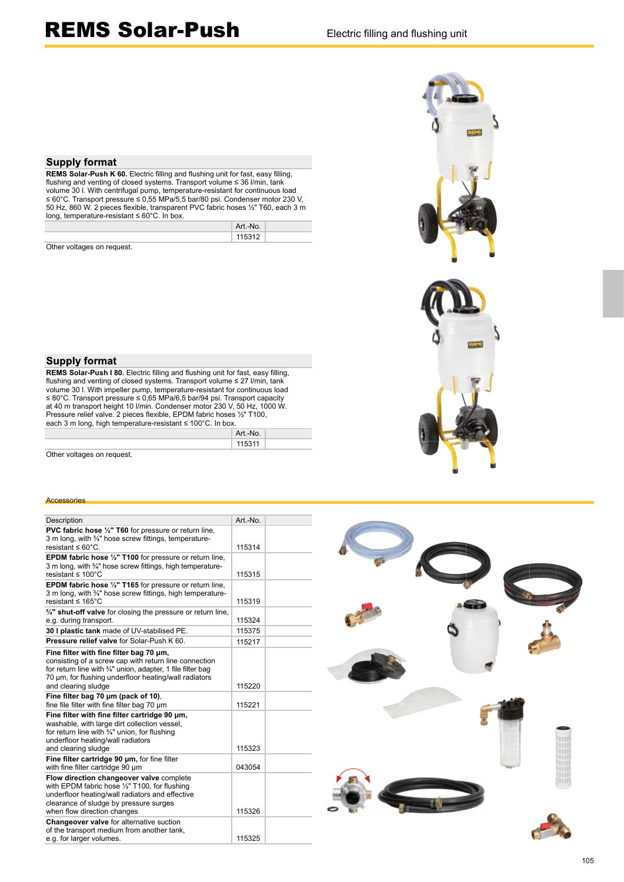# REMS Solar-Push

Electric filling and flushing unit

## Supply format

**REMS Solar-Push K 60.** Electric filling and flushing unit for fast, easy filling, flushing and venting of closed systems. Transport volume ≤ 36 l/min, tank volume 30 l. With centrifugal pump, temperature-resistant for continuous load ≤ 60°C. Transport pressure ≤ 0,55 MPa/5,5 bar/80 psi. Condenser motor 230 V, 50 Hz, 860 W. 2 pieces flexible, transparent PVC fabric hoses ½" T60, each 3 m long, temperature-resistant ≤ 60°C. In box.

| | Art.-No. | |
|---|---|---|
| | 115312 | |

Other voltages on request.

## Supply format

**REMS Solar-Push I 80.** Electric filling and flushing unit for fast, easy filling, flushing and venting of closed systems. Transport volume ≤ 27 l/min, tank volume 30 l. With impeller pump, temperature-resistant for continuous load ≤ 80°C. Transport pressure ≤ 0,65 MPa/6,5 bar/94 psi. Transport capacity at 40 m transport height 10 l/min. Condenser motor 230 V, 50 Hz, 1000 W. Pressure relief valve. 2 pieces flexible, EPDM fabric hoses ½" T100, each 3 m long, high temperature-resistant ≤ 100°C. In box.

| | Art.-No. | |
|---|---|---|
| | 115311 | |

Other voltages on request.

### Accessories

| Description | Art.-No. | |
|---|---|---|
| **PVC fabric hose ½" T60** for pressure or return line, 3 m long, with ¾" hose screw fittings, temperature-resistant ≤ 60°C. | 115314 | |
| **EPDM fabric hose ½" T100** for pressure or return line, 3 m long, with ¾" hose screw fittings, high temperature-resistant ≤ 100°C | 115315 | |
| **EPDM fabric hose ½" T165** for pressure or return line, 3 m long, with ¾" hose screw fittings, high temperature-resistant ≤ 165°C | 115319 | |
| **¾" shut-off valve** for closing the pressure or return line, e.g. during transport. | 115324 | |
| **30 l plastic tank** made of UV-stabilised PE. | 115375 | |
| **Pressure relief valve** for Solar-Push K 60. | 115217 | |
| **Fine filter with fine filter bag 70 µm,** consisting of a screw cap with return line connection for return line with ¾" union, adapter, 1 file filter bag 70 µm, for flushing underfloor heating/wall radiators and clearing sludge | 115220 | |
| **Fine filter bag 70 µm (pack of 10)**, fine file filter with fine filter bag 70 µm | 115221 | |
| **Fine filter with fine filter cartridge 90 µm,** washable, with large dirt collection vessel, for return line with ¾" union, for flushing underfloor heating/wall radiators and clearing sludge | 115323 | |
| **Fine filter cartridge 90 µm,** for fine filter with fine filter cartridge 90 µm | 043054 | |
| **Flow direction changeover valve** complete with EPDM fabric hose ½" T100, for flushing underfloor heating/wall radiators and effective clearance of sludge by pressure surges when flow direction changes | 115326 | |
| **Changeover valve** for alternative suction of the transport medium from another tank, e.g. for larger volumes. | 115325 | |